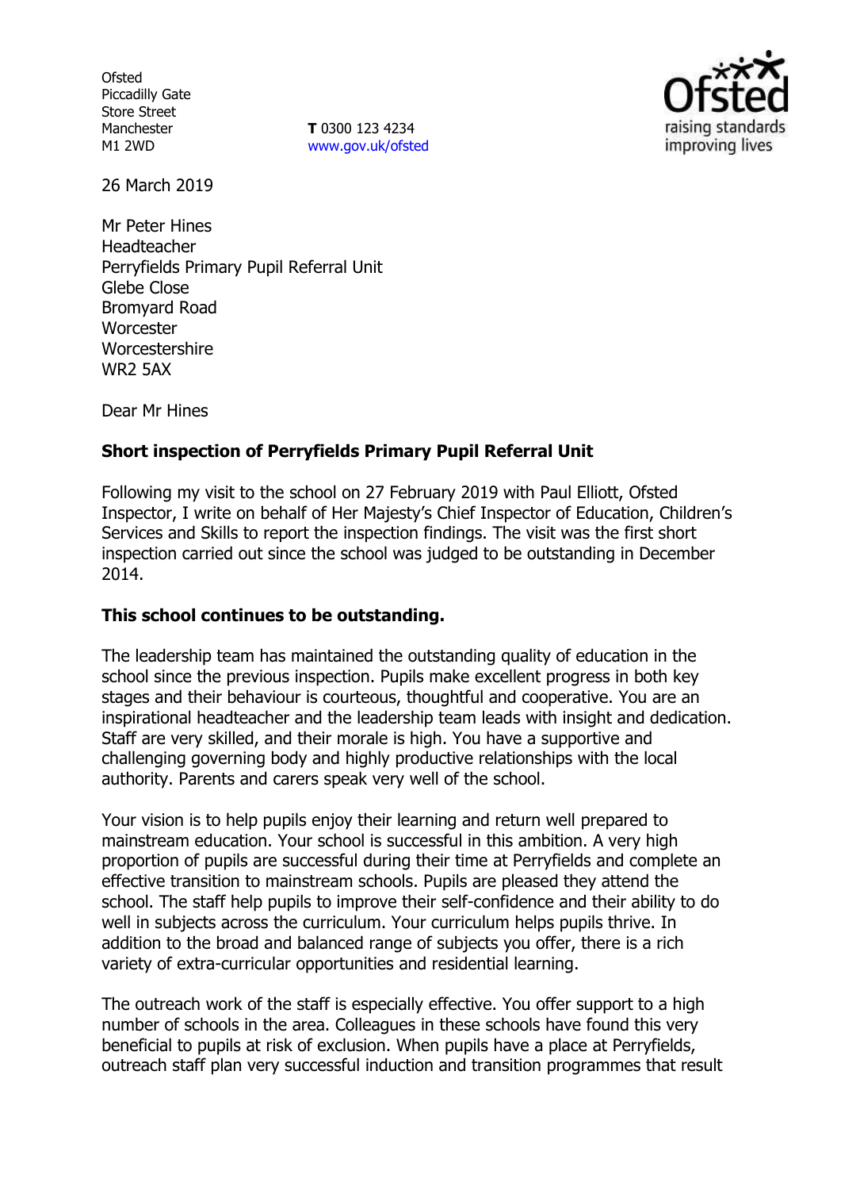Ofsted
Piccadilly Gate
Store Street
Manchester
M1 2WD

**T** 0300 123 4234
www.gov.uk/ofsted

26 March 2019

Mr Peter Hines
Headteacher
Perryfields Primary Pupil Referral Unit
Glebe Close
Bromyard Road
Worcester
Worcestershire
WR2 5AX

Dear Mr Hines

**Short inspection of Perryfields Primary Pupil Referral Unit**

Following my visit to the school on 27 February 2019 with Paul Elliott, Ofsted Inspector, I write on behalf of Her Majesty's Chief Inspector of Education, Children's Services and Skills to report the inspection findings. The visit was the first short inspection carried out since the school was judged to be outstanding in December 2014.

**This school continues to be outstanding.**

The leadership team has maintained the outstanding quality of education in the school since the previous inspection. Pupils make excellent progress in both key stages and their behaviour is courteous, thoughtful and cooperative. You are an inspirational headteacher and the leadership team leads with insight and dedication. Staff are very skilled, and their morale is high. You have a supportive and challenging governing body and highly productive relationships with the local authority. Parents and carers speak very well of the school.

Your vision is to help pupils enjoy their learning and return well prepared to mainstream education. Your school is successful in this ambition. A very high proportion of pupils are successful during their time at Perryfields and complete an effective transition to mainstream schools. Pupils are pleased they attend the school. The staff help pupils to improve their self-confidence and their ability to do well in subjects across the curriculum. Your curriculum helps pupils thrive. In addition to the broad and balanced range of subjects you offer, there is a rich variety of extra-curricular opportunities and residential learning.

The outreach work of the staff is especially effective. You offer support to a high number of schools in the area. Colleagues in these schools have found this very beneficial to pupils at risk of exclusion. When pupils have a place at Perryfields, outreach staff plan very successful induction and transition programmes that result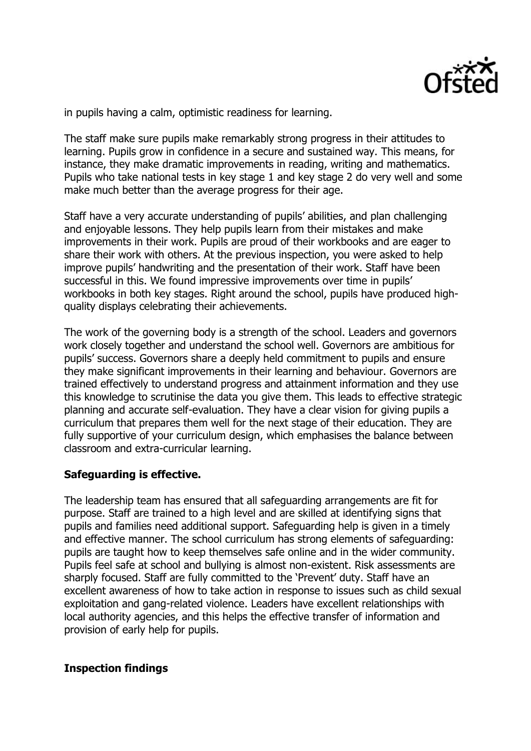in pupils having a calm, optimistic readiness for learning.

The staff make sure pupils make remarkably strong progress in their attitudes to learning. Pupils grow in confidence in a secure and sustained way. This means, for instance, they make dramatic improvements in reading, writing and mathematics. Pupils who take national tests in key stage 1 and key stage 2 do very well and some make much better than the average progress for their age.

Staff have a very accurate understanding of pupils' abilities, and plan challenging and enjoyable lessons. They help pupils learn from their mistakes and make improvements in their work. Pupils are proud of their workbooks and are eager to share their work with others. At the previous inspection, you were asked to help improve pupils' handwriting and the presentation of their work. Staff have been successful in this. We found impressive improvements over time in pupils' workbooks in both key stages. Right around the school, pupils have produced high-quality displays celebrating their achievements.

The work of the governing body is a strength of the school. Leaders and governors work closely together and understand the school well. Governors are ambitious for pupils' success. Governors share a deeply held commitment to pupils and ensure they make significant improvements in their learning and behaviour. Governors are trained effectively to understand progress and attainment information and they use this knowledge to scrutinise the data you give them. This leads to effective strategic planning and accurate self-evaluation. They have a clear vision for giving pupils a curriculum that prepares them well for the next stage of their education. They are fully supportive of your curriculum design, which emphasises the balance between classroom and extra-curricular learning.

**Safeguarding is effective.**

The leadership team has ensured that all safeguarding arrangements are fit for purpose. Staff are trained to a high level and are skilled at identifying signs that pupils and families need additional support. Safeguarding help is given in a timely and effective manner. The school curriculum has strong elements of safeguarding: pupils are taught how to keep themselves safe online and in the wider community. Pupils feel safe at school and bullying is almost non-existent. Risk assessments are sharply focused. Staff are fully committed to the 'Prevent' duty. Staff have an excellent awareness of how to take action in response to issues such as child sexual exploitation and gang-related violence. Leaders have excellent relationships with local authority agencies, and this helps the effective transfer of information and provision of early help for pupils.

**Inspection findings**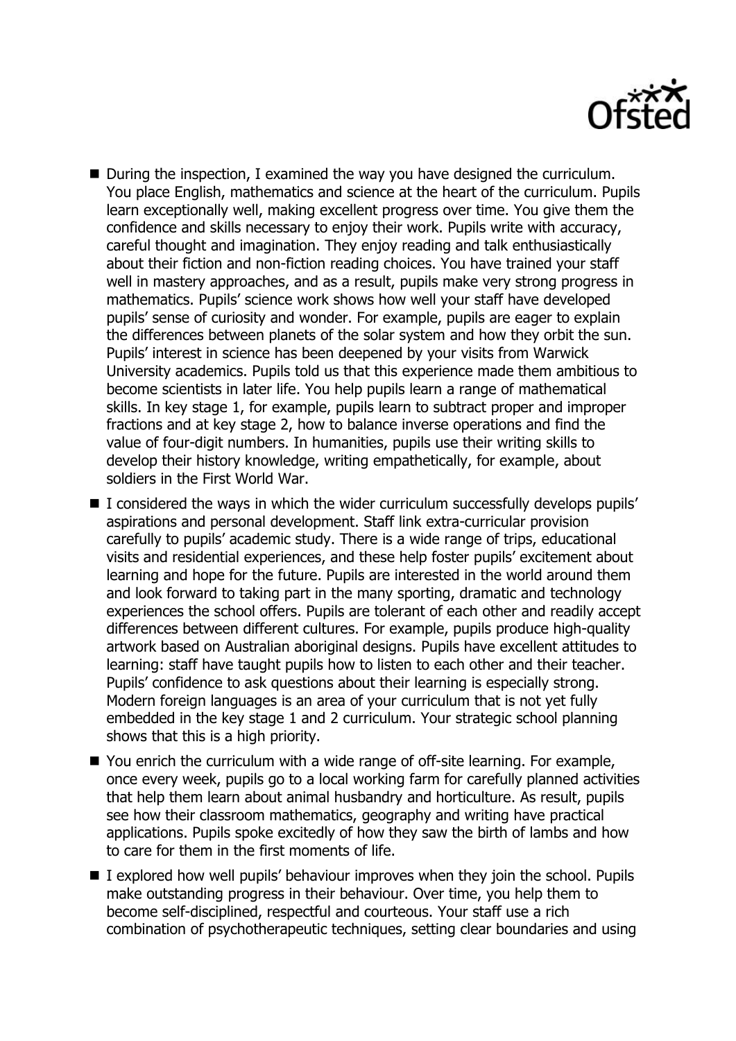- During the inspection, I examined the way you have designed the curriculum. You place English, mathematics and science at the heart of the curriculum. Pupils learn exceptionally well, making excellent progress over time. You give them the confidence and skills necessary to enjoy their work. Pupils write with accuracy, careful thought and imagination. They enjoy reading and talk enthusiastically about their fiction and non-fiction reading choices. You have trained your staff well in mastery approaches, and as a result, pupils make very strong progress in mathematics. Pupils' science work shows how well your staff have developed pupils' sense of curiosity and wonder. For example, pupils are eager to explain the differences between planets of the solar system and how they orbit the sun. Pupils' interest in science has been deepened by your visits from Warwick University academics. Pupils told us that this experience made them ambitious to become scientists in later life. You help pupils learn a range of mathematical skills. In key stage 1, for example, pupils learn to subtract proper and improper fractions and at key stage 2, how to balance inverse operations and find the value of four-digit numbers. In humanities, pupils use their writing skills to develop their history knowledge, writing empathetically, for example, about soldiers in the First World War.
- I considered the ways in which the wider curriculum successfully develops pupils' aspirations and personal development. Staff link extra-curricular provision carefully to pupils' academic study. There is a wide range of trips, educational visits and residential experiences, and these help foster pupils' excitement about learning and hope for the future. Pupils are interested in the world around them and look forward to taking part in the many sporting, dramatic and technology experiences the school offers. Pupils are tolerant of each other and readily accept differences between different cultures. For example, pupils produce high-quality artwork based on Australian aboriginal designs. Pupils have excellent attitudes to learning: staff have taught pupils how to listen to each other and their teacher. Pupils' confidence to ask questions about their learning is especially strong. Modern foreign languages is an area of your curriculum that is not yet fully embedded in the key stage 1 and 2 curriculum. Your strategic school planning shows that this is a high priority.
- You enrich the curriculum with a wide range of off-site learning. For example, once every week, pupils go to a local working farm for carefully planned activities that help them learn about animal husbandry and horticulture. As result, pupils see how their classroom mathematics, geography and writing have practical applications. Pupils spoke excitedly of how they saw the birth of lambs and how to care for them in the first moments of life.
- I explored how well pupils' behaviour improves when they join the school. Pupils make outstanding progress in their behaviour. Over time, you help them to become self-disciplined, respectful and courteous. Your staff use a rich combination of psychotherapeutic techniques, setting clear boundaries and using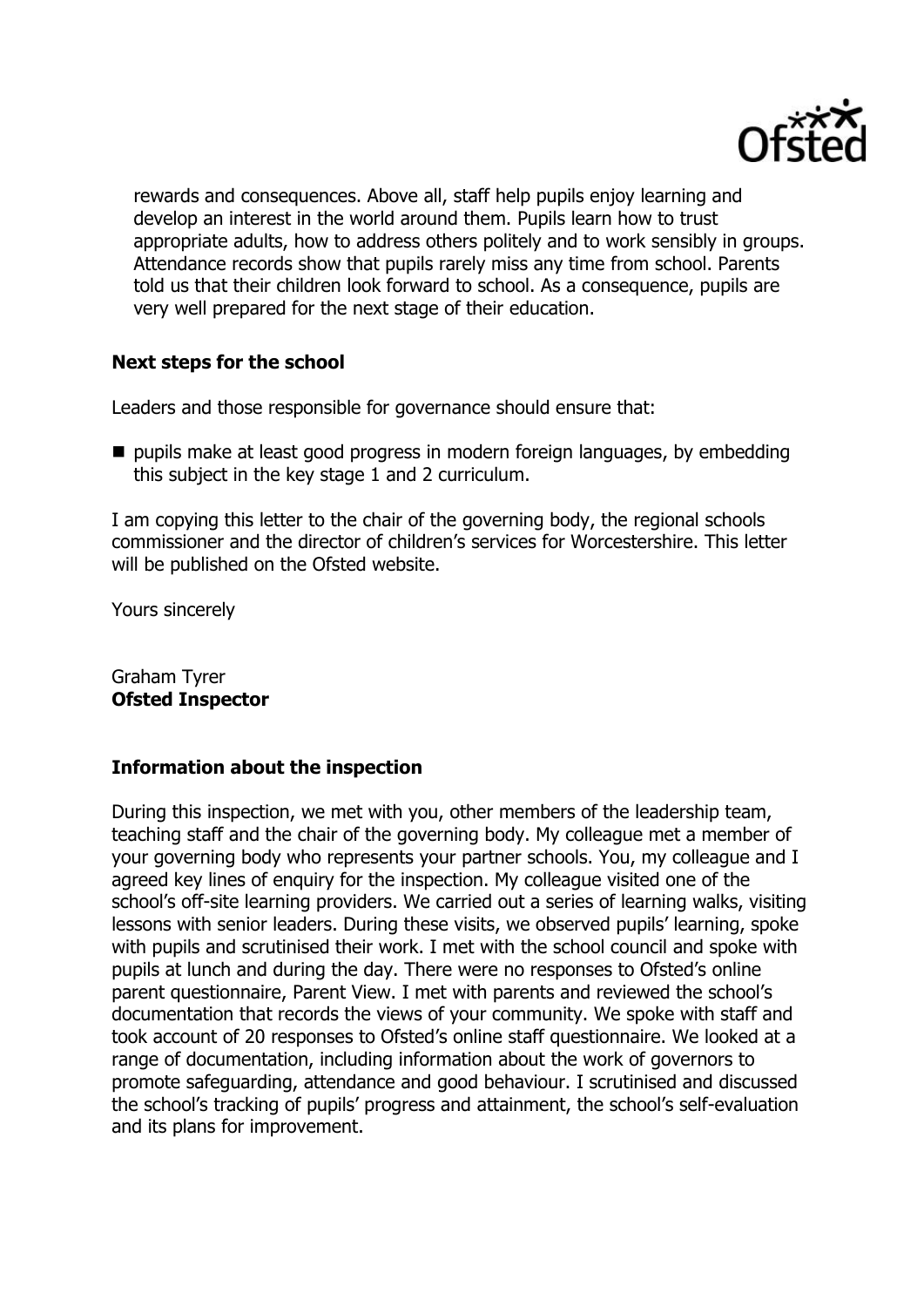rewards and consequences. Above all, staff help pupils enjoy learning and develop an interest in the world around them. Pupils learn how to trust appropriate adults, how to address others politely and to work sensibly in groups. Attendance records show that pupils rarely miss any time from school. Parents told us that their children look forward to school. As a consequence, pupils are very well prepared for the next stage of their education.

## Next steps for the school

Leaders and those responsible for governance should ensure that:

- pupils make at least good progress in modern foreign languages, by embedding this subject in the key stage 1 and 2 curriculum.

I am copying this letter to the chair of the governing body, the regional schools commissioner and the director of children's services for Worcestershire. This letter will be published on the Ofsted website.

Yours sincerely

Graham Tyrer
**Ofsted Inspector**

## Information about the inspection

During this inspection, we met with you, other members of the leadership team, teaching staff and the chair of the governing body. My colleague met a member of your governing body who represents your partner schools. You, my colleague and I agreed key lines of enquiry for the inspection. My colleague visited one of the school's off-site learning providers. We carried out a series of learning walks, visiting lessons with senior leaders. During these visits, we observed pupils' learning, spoke with pupils and scrutinised their work. I met with the school council and spoke with pupils at lunch and during the day. There were no responses to Ofsted's online parent questionnaire, Parent View. I met with parents and reviewed the school's documentation that records the views of your community. We spoke with staff and took account of 20 responses to Ofsted's online staff questionnaire. We looked at a range of documentation, including information about the work of governors to promote safeguarding, attendance and good behaviour. I scrutinised and discussed the school's tracking of pupils' progress and attainment, the school's self-evaluation and its plans for improvement.